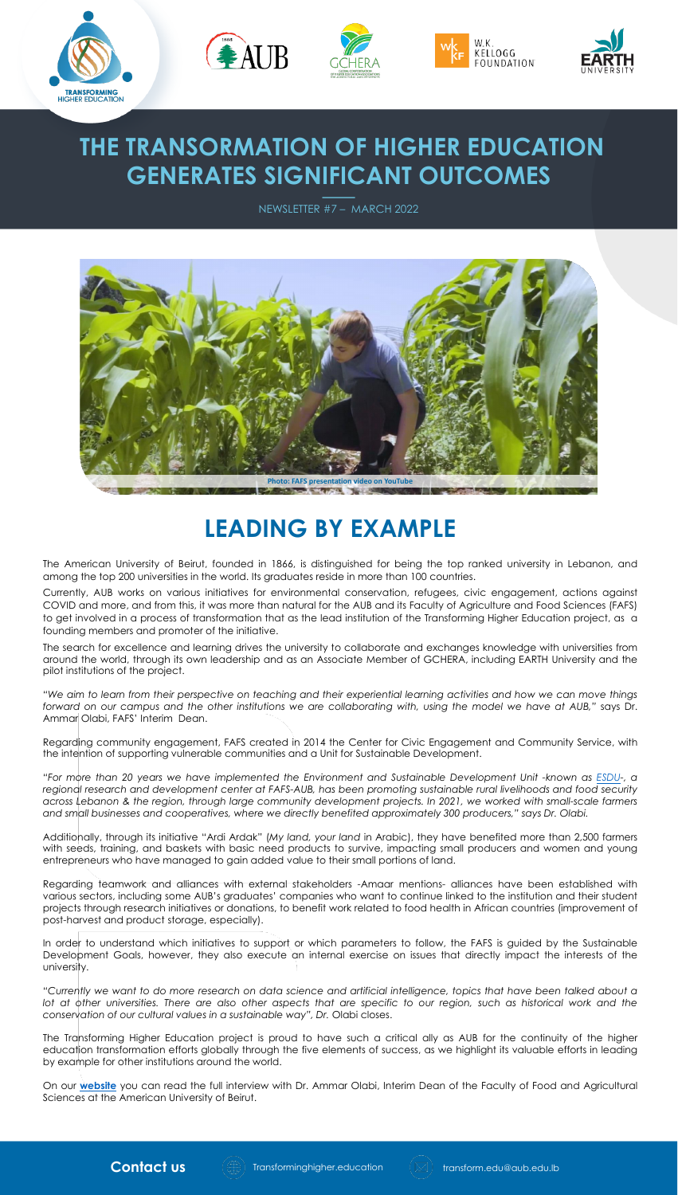# THE TRANSORMATION OF HIGHER EDUCATION GENERATES SIGNIFICANT OUTCOMES

NEWSLETTER #7 – MARCH 2022

Photo: FAFS presentation video on YouTube

## LEADING BY EXAMPLE

The American University of Beirut, founded in 1866, is distinguished for being the top ranked university in Lebanon, and among the top 200 universities in the world. Its graduates reside in more than 100 countries.

Currently, AUB works on various initiatives for environmental conservation, refugees, civic engagement, actions against COVID and more, and from this, it was more than natural for the AUB and its Faculty of Agriculture and Food Sciences (FAFS) to get involved in a process of transformation that as the lead institution of the Transforming Higher Education project, as a founding members and promoter of the initiative.

The search for excellence and learning drives the university to collaborate and exchanges knowledge with universities from around the world, through its own leadership and as an Associate Member of GCHERA, including EARTH University and the pilot institutions of the project.

*"We aim to learn from their perspective on teaching and their experiential learning activities and how we can move things forward on our campus and the other institutions we are collaborating with, using the model we have at AUB,"* says Dr. Ammar Olabi, FAFS' Interim Dean.

Regarding community engagement, FAFS created in 2014 the Center for Civic Engagement and Community Service, with the intention of supporting vulnerable communities and a Unit for Sustainable Development.

*"For more than 20 years we have implemented the Environment and Sustainable Development Unit -known as ESDU-, a regional research and development center at FAFS-AUB, has been promoting sustainable rural livelihoods and food security across Lebanon & the region, through large community development projects. In 2021, we worked with small-scale farmers and small businesses and cooperatives, where we directly benefited approximately 300 producers,"* says Dr. Olabi.

Additionally, through its initiative "Ardi Ardak" (*My land, your land* in Arabic), they have benefited more than 2,500 farmers with seeds, training, and baskets with basic need products to survive, impacting small producers and women and young entrepreneurs who have managed to gain added value to their small portions of land.

Regarding teamwork and alliances with external stakeholders -Amaar mentions- alliances have been established with various sectors, including some AUB's graduates' companies who want to continue linked to the institution and their student projects through research initiatives or donations, to benefit work related to food health in African countries (improvement of post-harvest and product storage, especially).

In order to understand which initiatives to support or which parameters to follow, the FAFS is guided by the Sustainable Development Goals, however, they also execute an internal exercise on issues that directly impact the interests of the university.

*"Currently we want to do more research on data science and artificial intelligence, topics that have been talked about a lot at other universities. There are also other aspects that are specific to our region, such as historical work and the conservation of our cultural values in a sustainable way"*, Dr. Olabi closes.

The Transforming Higher Education project is proud to have such a critical ally as AUB for the continuity of the higher education transformation efforts globally through the five elements of success, as we highlight its valuable efforts in leading by example for other institutions around the world.

On our **website** you can read the full interview with Dr. Ammar Olabi, Interim Dean of the Faculty of Food and Agricultural Sciences at the American University of Beirut.

**Contact us** Transforminghigher.education transform.edu@aub.edu.lb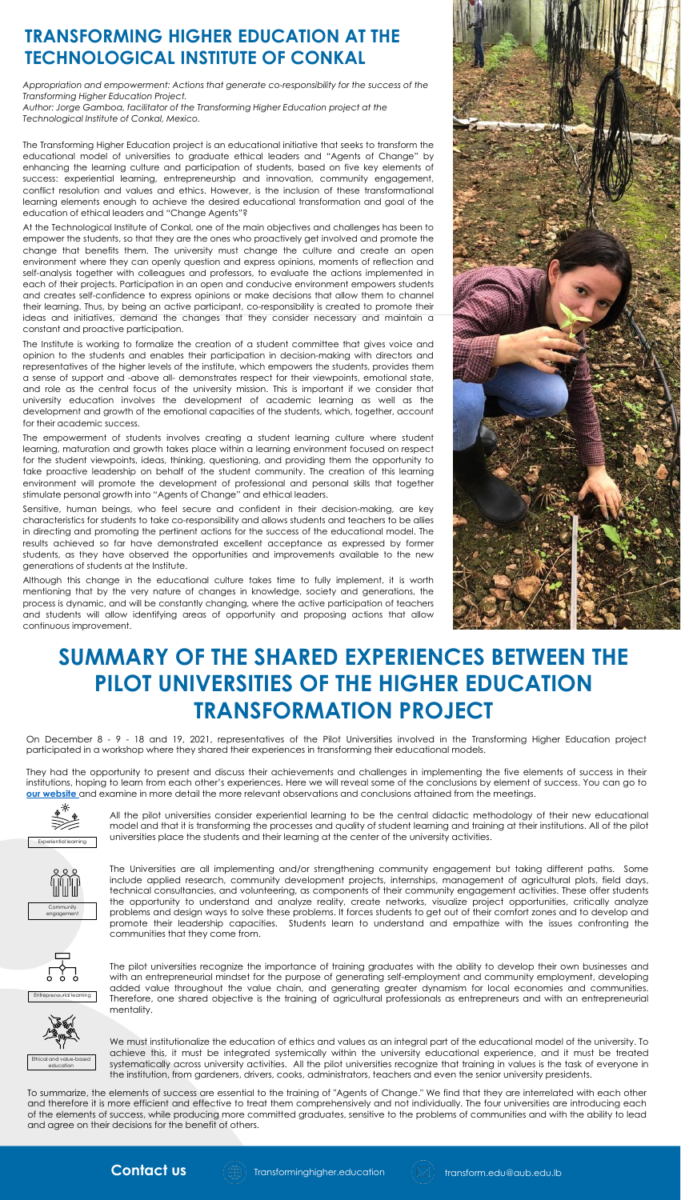# TRANSFORMING HIGHER EDUCATION AT THE TECHNOLOGICAL INSTITUTE OF CONKAL

*Appropriation and empowerment: Actions that generate co-responsibility for the success of the Transforming Higher Education Project.*
*Author: Jorge Gamboa, facilitator of the Transforming Higher Education project at the Technological Institute of Conkal, Mexico.*

The Transforming Higher Education project is an educational initiative that seeks to transform the educational model of universities to graduate ethical leaders and "Agents of Change" by enhancing the learning culture and participation of students, based on five key elements of success: experiential learning, entrepreneurship and innovation, community engagement, conflict resolution and values and ethics. However, is the inclusion of these transformational learning elements enough to achieve the desired educational transformation and goal of the education of ethical leaders and "Change Agents"?

At the Technological Institute of Conkal, one of the main objectives and challenges has been to empower the students, so that they are the ones who proactively get involved and promote the change that benefits them. The university must change the culture and create an open environment where they can openly question and express opinions, moments of reflection and self-analysis together with colleagues and professors, to evaluate the actions implemented in each of their projects. Participation in an open and conducive environment empowers students and creates self-confidence to express opinions or make decisions that allow them to channel their learning. Thus, by being an active participant, co-responsibility is created to promote their ideas and initiatives, demand the changes that they consider necessary and maintain a constant and proactive participation.

The Institute is working to formalize the creation of a student committee that gives voice and opinion to the students and enables their participation in decision-making with directors and representatives of the higher levels of the institute, which empowers the students, provides them a sense of support and -above all- demonstrates respect for their viewpoints, emotional state, and role as the central focus of the university mission. This is important if we consider that university education involves the development of academic learning as well as the development and growth of the emotional capacities of the students, which, together, account for their academic success.

The empowerment of students involves creating a student learning culture where student learning, maturation and growth takes place within a learning environment focused on respect for the student viewpoints, ideas, thinking, questioning, and providing them the opportunity to take proactive leadership on behalf of the student community. The creation of this learning environment will promote the development of professional and personal skills that together stimulate personal growth into "Agents of Change" and ethical leaders.

Sensitive, human beings, who feel secure and confident in their decision-making, are key characteristics for students to take co-responsibility and allows students and teachers to be allies in directing and promoting the pertinent actions for the success of the educational model. The results achieved so far have demonstrated excellent acceptance as expressed by former students, as they have observed the opportunities and improvements available to the new generations of students at the Institute.

Although this change in the educational culture takes time to fully implement, it is worth mentioning that by the very nature of changes in knowledge, society and generations, the process is dynamic, and will be constantly changing, where the active participation of teachers and students will allow identifying areas of opportunity and proposing actions that allow continuous improvement.

# SUMMARY OF THE SHARED EXPERIENCES BETWEEN THE PILOT UNIVERSITIES OF THE HIGHER EDUCATION TRANSFORMATION PROJECT

On December 8 - 9 - 18 and 19, 2021, representatives of the Pilot Universities involved in the Transforming Higher Education project participated in a workshop where they shared their experiences in transforming their educational models.

They had the opportunity to present and discuss their achievements and challenges in implementing the five elements of success in their institutions, hoping to learn from each other's experiences. Here we will reveal some of the conclusions by element of success. You can go to **our website** and examine in more detail the more relevant observations and conclusions attained from the meetings.

Experiential learning

All the pilot universities consider experiential learning to be the central didactic methodology of their new educational model and that it is transforming the processes and quality of student learning and training at their institutions. All of the pilot universities place the students and their learning at the center of the university activities.

Community engagement

The Universities are all implementing and/or strengthening community engagement but taking different paths. Some include applied research, community development projects, internships, management of agricultural plots, field days, technical consultancies, and volunteering, as components of their community engagement activities. These offer students the opportunity to understand and analyze reality, create networks, visualize project opportunities, critically analyze problems and design ways to solve these problems. It forces students to get out of their comfort zones and to develop and promote their leadership capacities. Students learn to understand and empathize with the issues confronting the communities that they come from.

Entrepreneurial learning

The pilot universities recognize the importance of training graduates with the ability to develop their own businesses and with an entrepreneurial mindset for the purpose of generating self-employment and community employment, developing added value throughout the value chain, and generating greater dynamism for local economies and communities. Therefore, one shared objective is the training of agricultural professionals as entrepreneurs and with an entrepreneurial mentality.

Ethical and value-based education

We must institutionalize the education of ethics and values as an integral part of the educational model of the university. To achieve this, it must be integrated systemically within the university educational experience, and it must be treated systematically across university activities. All the pilot universities recognize that training in values is the task of everyone in the institution, from gardeners, drivers, cooks, administrators, teachers and even the senior university presidents.

To summarize, the elements of success are essential to the training of "Agents of Change." We find that they are interrelated with each other and therefore it is more efficient and effective to treat them comprehensively and not individually. The four universities are introducing each of the elements of success, while producing more committed graduates, sensitive to the problems of communities and with the ability to lead and agree on their decisions for the benefit of others.

**Contact us** Transforminghigher.education transform.edu@aub.edu.lb